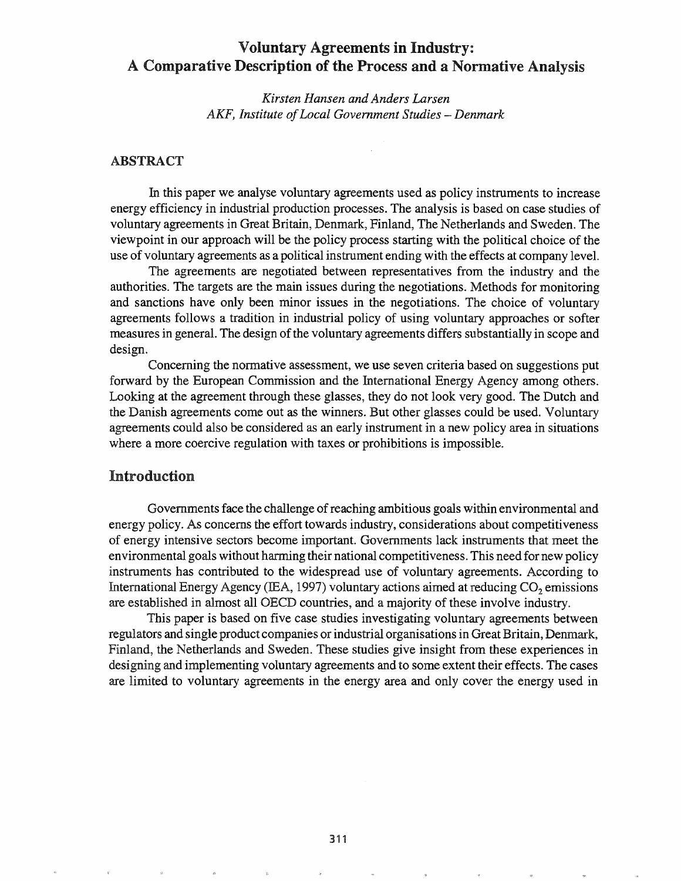# Voluntary Agreements in Industry: A Comparative Description of the Process and a Normative Analysis

*Kirsten Hansen and Anders Larsen*
*AKF, Institute of Local Government Studies – Denmark*

## ABSTRACT

In this paper we analyse voluntary agreements used as policy instruments to increase energy efficiency in industrial production processes. The analysis is based on case studies of voluntary agreements in Great Britain, Denmark, Finland, The Netherlands and Sweden. The viewpoint in our approach will be the policy process starting with the political choice of the use of voluntary agreements as a political instrument ending with the effects at company level.

The agreements are negotiated between representatives from the industry and the authorities. The targets are the main issues during the negotiations. Methods for monitoring and sanctions have only been minor issues in the negotiations. The choice of voluntary agreements follows a tradition in industrial policy of using voluntary approaches or softer measures in general. The design of the voluntary agreements differs substantially in scope and design.

Concerning the normative assessment, we use seven criteria based on suggestions put forward by the European Commission and the International Energy Agency among others. Looking at the agreement through these glasses, they do not look very good. The Dutch and the Danish agreements come out as the winners. But other glasses could be used. Voluntary agreements could also be considered as an early instrument in a new policy area in situations where a more coercive regulation with taxes or prohibitions is impossible.

## Introduction

Governments face the challenge of reaching ambitious goals within environmental and energy policy. As concerns the effort towards industry, considerations about competitiveness of energy intensive sectors become important. Governments lack instruments that meet the environmental goals without harming their national competitiveness. This need for new policy instruments has contributed to the widespread use of voluntary agreements. According to International Energy Agency (IEA, 1997) voluntary actions aimed at reducing $CO_2$ emissions are established in almost all OECD countries, and a majority of these involve industry.

This paper is based on five case studies investigating voluntary agreements between regulators and single product companies or industrial organisations in Great Britain, Denmark, Finland, the Netherlands and Sweden. These studies give insight from these experiences in designing and implementing voluntary agreements and to some extent their effects. The cases are limited to voluntary agreements in the energy area and only cover the energy used in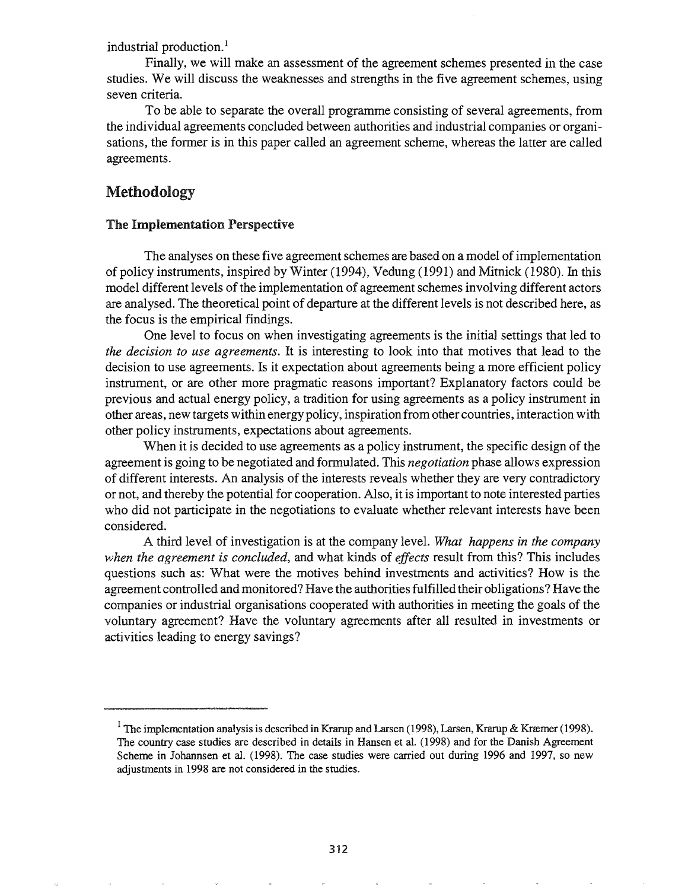industrial production.[1]

Finally, we will make an assessment of the agreement schemes presented in the case studies. We will discuss the weaknesses and strengths in the five agreement schemes, using seven criteria.

To be able to separate the overall programme consisting of several agreements, from the individual agreements concluded between authorities and industrial companies or organisations, the former is in this paper called an agreement scheme, whereas the latter are called agreements.

## Methodology

### The Implementation Perspective

The analyses on these five agreement schemes are based on a model of implementation of policy instruments, inspired by Winter (1994), Vedung (1991) and Mitnick (1980). In this model different levels of the implementation of agreement schemes involving different actors are analysed. The theoretical point of departure at the different levels is not described here, as the focus is the empirical findings.

One level to focus on when investigating agreements is the initial settings that led to *the decision to use agreements*. It is interesting to look into that motives that lead to the decision to use agreements. Is it expectation about agreements being a more efficient policy instrument, or are other more pragmatic reasons important? Explanatory factors could be previous and actual energy policy, a tradition for using agreements as a policy instrument in other areas, new targets within energy policy, inspiration from other countries, interaction with other policy instruments, expectations about agreements.

When it is decided to use agreements as a policy instrument, the specific design of the agreement is going to be negotiated and formulated. This *negotiation* phase allows expression of different interests. An analysis of the interests reveals whether they are very contradictory or not, and thereby the potential for cooperation. Also, it is important to note interested parties who did not participate in the negotiations to evaluate whether relevant interests have been considered.

A third level of investigation is at the company level. *What happens in the company when the agreement is concluded*, and what kinds of *effects* result from this? This includes questions such as: What were the motives behind investments and activities? How is the agreement controlled and monitored? Have the authorities fulfilled their obligations? Have the companies or industrial organisations cooperated with authorities in meeting the goals of the voluntary agreement? Have the voluntary agreements after all resulted in investments or activities leading to energy savings?

---

[1] The implementation analysis is described in Krarup and Larsen (1998), Larsen, Krarup & Kræmer (1998). The country case studies are described in details in Hansen et al. (1998) and for the Danish Agreement Scheme in Johannsen et al. (1998). The case studies were carried out during 1996 and 1997, so new adjustments in 1998 are not considered in the studies.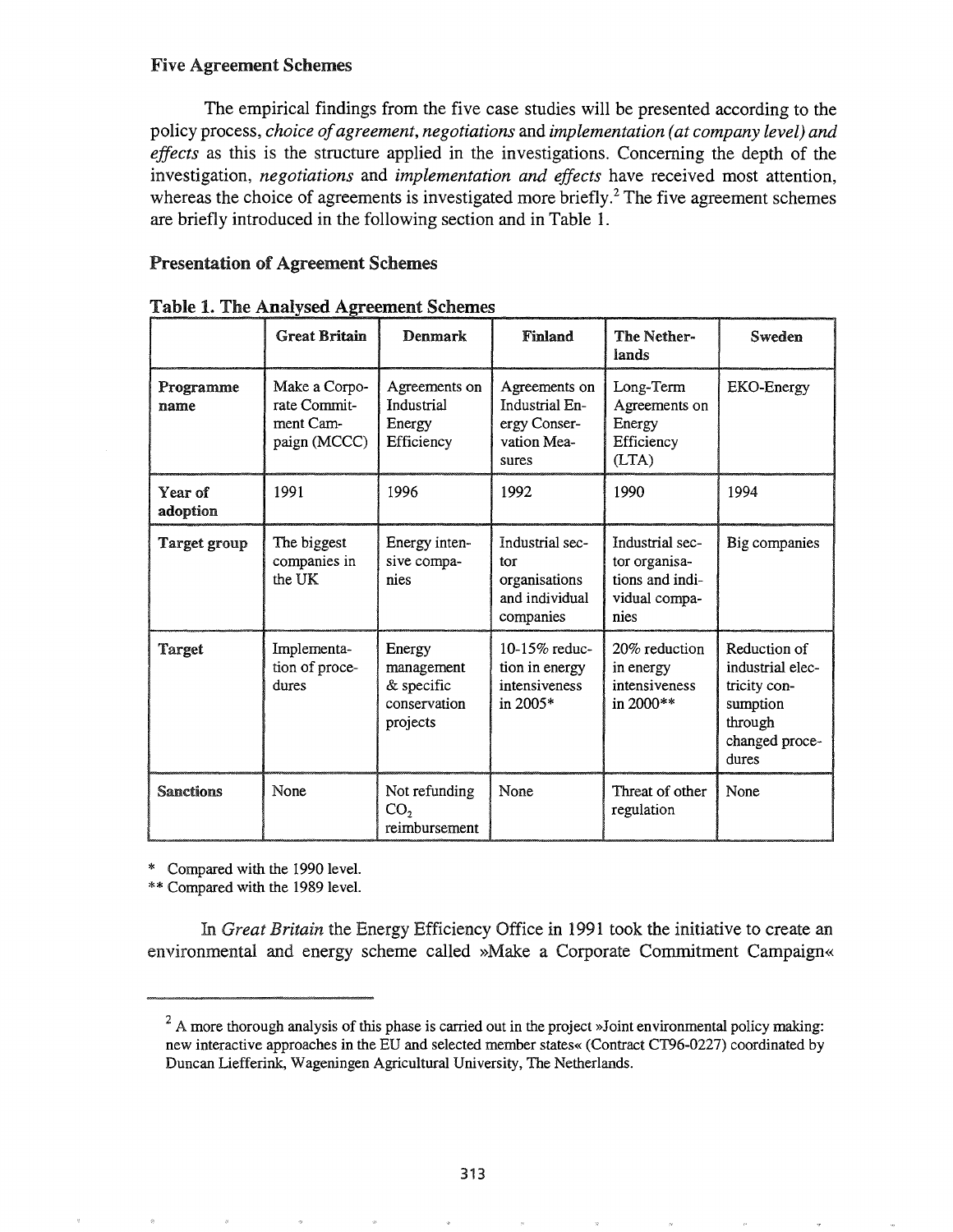### Five Agreement Schemes

The empirical findings from the five case studies will be presented according to the policy process, *choice of agreement, negotiations* and *implementation (at company level) and effects* as this is the structure applied in the investigations. Concerning the depth of the investigation, *negotiations* and *implementation and effects* have received most attention, whereas the choice of agreements is investigated more briefly.[2] The five agreement schemes are briefly introduced in the following section and in Table 1.

### Presentation of Agreement Schemes

**Table 1. The Analysed Agreement Schemes**

| | Great Britain | Denmark | Finland | The Netherlands | Sweden |
|---|---|---|---|---|---|
| **Programme name** | Make a Corporate Commitment Campaign (MCCC) | Agreements on Industrial Energy Efficiency | Agreements on Industrial Energy Conservation Measures | Long-Term Agreements on Energy Efficiency (LTA) | EKO-Energy |
| **Year of adoption** | 1991 | 1996 | 1992 | 1990 | 1994 |
| **Target group** | The biggest companies in the UK | Energy intensive companies | Industrial sector organisations and individual companies | Industrial sector organisations and individual companies | Big companies |
| **Target** | Implementation of procedures | Energy management & specific conservation projects | 10-15% reduction in energy intensiveness in 2005* | 20% reduction in energy intensiveness in 2000** | Reduction of industrial electricity consumption through changed procedures |
| **Sanctions** | None | Not refunding $CO_2$ reimbursement | None | Threat of other regulation | None |

\* Compared with the 1990 level.

\*\* Compared with the 1989 level.

In *Great Britain* the Energy Efficiency Office in 1991 took the initiative to create an environmental and energy scheme called »Make a Corporate Commitment Campaign«

[2] A more thorough analysis of this phase is carried out in the project »Joint environmental policy making: new interactive approaches in the EU and selected member states« (Contract CT96-0227) coordinated by Duncan Liefferink, Wageningen Agricultural University, The Netherlands.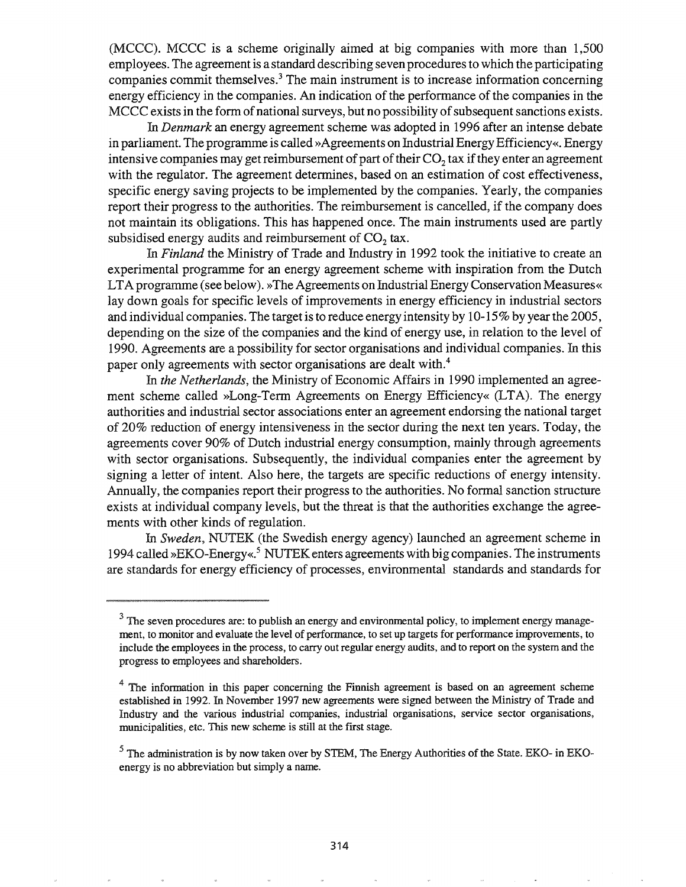(MCCC). MCCC is a scheme originally aimed at big companies with more than 1,500 employees. The agreement is a standard describing seven procedures to which the participating companies commit themselves.[3] The main instrument is to increase information concerning energy efficiency in the companies. An indication of the performance of the companies in the MCCC exists in the form of national surveys, but no possibility of subsequent sanctions exists.

In *Denmark* an energy agreement scheme was adopted in 1996 after an intense debate in parliament. The programme is called »Agreements on Industrial Energy Efficiency«. Energy intensive companies may get reimbursement of part of their $CO_2$ tax if they enter an agreement with the regulator. The agreement determines, based on an estimation of cost effectiveness, specific energy saving projects to be implemented by the companies. Yearly, the companies report their progress to the authorities. The reimbursement is cancelled, if the company does not maintain its obligations. This has happened once. The main instruments used are partly subsidised energy audits and reimbursement of $CO_2$ tax.

In *Finland* the Ministry of Trade and Industry in 1992 took the initiative to create an experimental programme for an energy agreement scheme with inspiration from the Dutch LTA programme (see below). »The Agreements on Industrial Energy Conservation Measures« lay down goals for specific levels of improvements in energy efficiency in industrial sectors and individual companies. The target is to reduce energy intensity by 10-15% by year the 2005, depending on the size of the companies and the kind of energy use, in relation to the level of 1990. Agreements are a possibility for sector organisations and individual companies. In this paper only agreements with sector organisations are dealt with.[4]

In *the Netherlands*, the Ministry of Economic Affairs in 1990 implemented an agreement scheme called »Long-Term Agreements on Energy Efficiency« (LTA). The energy authorities and industrial sector associations enter an agreement endorsing the national target of 20% reduction of energy intensiveness in the sector during the next ten years. Today, the agreements cover 90% of Dutch industrial energy consumption, mainly through agreements with sector organisations. Subsequently, the individual companies enter the agreement by signing a letter of intent. Also here, the targets are specific reductions of energy intensity. Annually, the companies report their progress to the authorities. No formal sanction structure exists at individual company levels, but the threat is that the authorities exchange the agreements with other kinds of regulation.

In *Sweden*, NUTEK (the Swedish energy agency) launched an agreement scheme in 1994 called »EKO-Energy«.[5] NUTEK enters agreements with big companies. The instruments are standards for energy efficiency of processes, environmental standards and standards for

---

[3] The seven procedures are: to publish an energy and environmental policy, to implement energy management, to monitor and evaluate the level of performance, to set up targets for performance improvements, to include the employees in the process, to carry out regular energy audits, and to report on the system and the progress to employees and shareholders.

[4] The information in this paper concerning the Finnish agreement is based on an agreement scheme established in 1992. In November 1997 new agreements were signed between the Ministry of Trade and Industry and the various industrial companies, industrial organisations, service sector organisations, municipalities, etc. This new scheme is still at the first stage.

[5] The administration is by now taken over by STEM, The Energy Authorities of the State. EKO- in EKO-energy is no abbreviation but simply a name.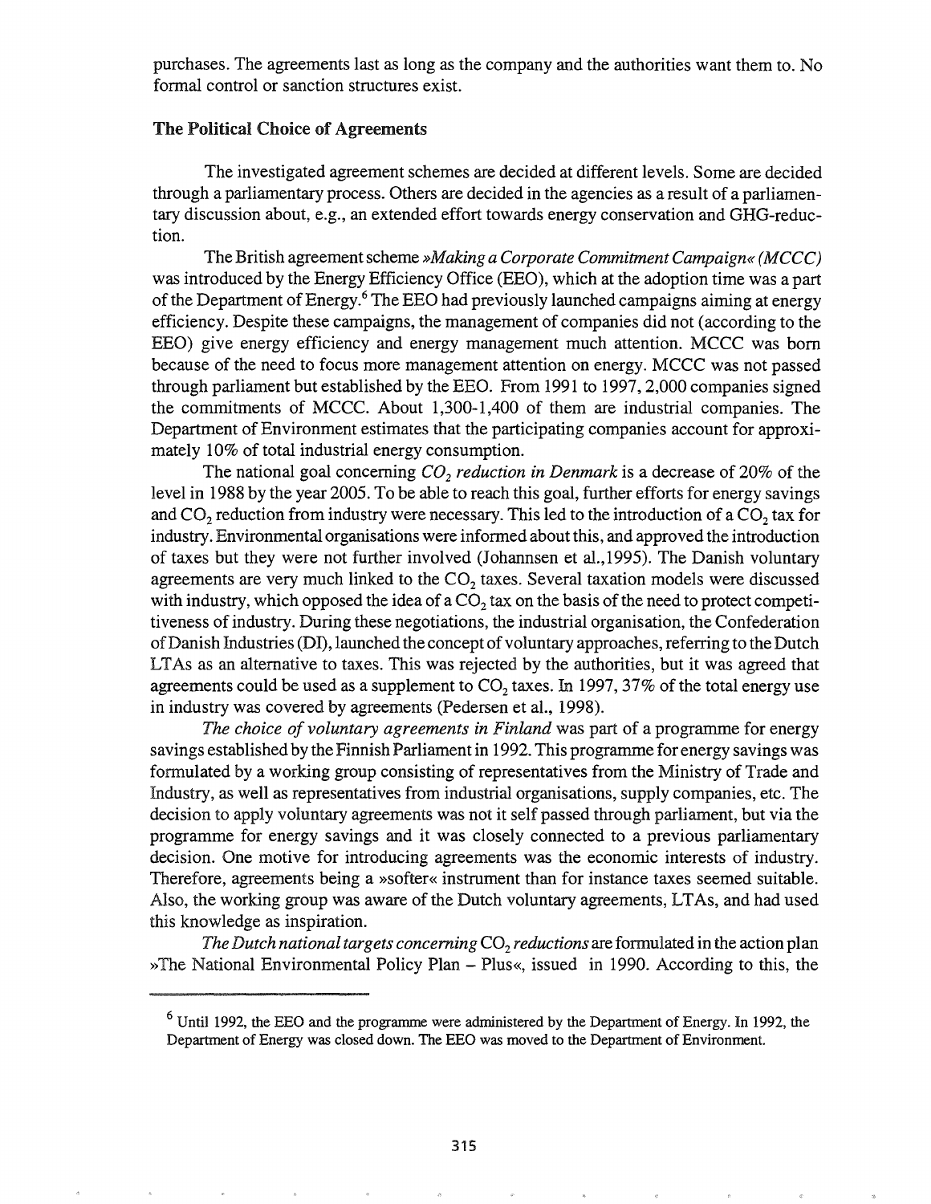purchases. The agreements last as long as the company and the authorities want them to. No formal control or sanction structures exist.

## The Political Choice of Agreements

The investigated agreement schemes are decided at different levels. Some are decided through a parliamentary process. Others are decided in the agencies as a result of a parliamentary discussion about, e.g., an extended effort towards energy conservation and GHG-reduction.

The British agreement scheme *»Making a Corporate Commitment Campaign« (MCCC)* was introduced by the Energy Efficiency Office (EEO), which at the adoption time was a part of the Department of Energy.[6] The EEO had previously launched campaigns aiming at energy efficiency. Despite these campaigns, the management of companies did not (according to the EEO) give energy efficiency and energy management much attention. MCCC was born because of the need to focus more management attention on energy. MCCC was not passed through parliament but established by the EEO. From 1991 to 1997, 2,000 companies signed the commitments of MCCC. About 1,300-1,400 of them are industrial companies. The Department of Environment estimates that the participating companies account for approximately 10% of total industrial energy consumption.

The national goal concerning *$CO_2$ reduction in Denmark* is a decrease of 20% of the level in 1988 by the year 2005. To be able to reach this goal, further efforts for energy savings and $CO_2$ reduction from industry were necessary. This led to the introduction of a $CO_2$ tax for industry. Environmental organisations were informed about this, and approved the introduction of taxes but they were not further involved (Johannsen et al.,1995). The Danish voluntary agreements are very much linked to the $CO_2$ taxes. Several taxation models were discussed with industry, which opposed the idea of a $CO_2$ tax on the basis of the need to protect competitiveness of industry. During these negotiations, the industrial organisation, the Confederation of Danish Industries (DI), launched the concept of voluntary approaches, referring to the Dutch LTAs as an alternative to taxes. This was rejected by the authorities, but it was agreed that agreements could be used as a supplement to $CO_2$ taxes. In 1997, 37% of the total energy use in industry was covered by agreements (Pedersen et al., 1998).

*The choice of voluntary agreements in Finland* was part of a programme for energy savings established by the Finnish Parliament in 1992. This programme for energy savings was formulated by a working group consisting of representatives from the Ministry of Trade and Industry, as well as representatives from industrial organisations, supply companies, etc. The decision to apply voluntary agreements was not it self passed through parliament, but via the programme for energy savings and it was closely connected to a previous parliamentary decision. One motive for introducing agreements was the economic interests of industry. Therefore, agreements being a »softer« instrument than for instance taxes seemed suitable. Also, the working group was aware of the Dutch voluntary agreements, LTAs, and had used this knowledge as inspiration.

*The Dutch national targets concerning $CO_2$ reductions* are formulated in the action plan »The National Environmental Policy Plan – Plus«, issued in 1990. According to this, the

[6] Until 1992, the EEO and the programme were administered by the Department of Energy. In 1992, the Department of Energy was closed down. The EEO was moved to the Department of Environment.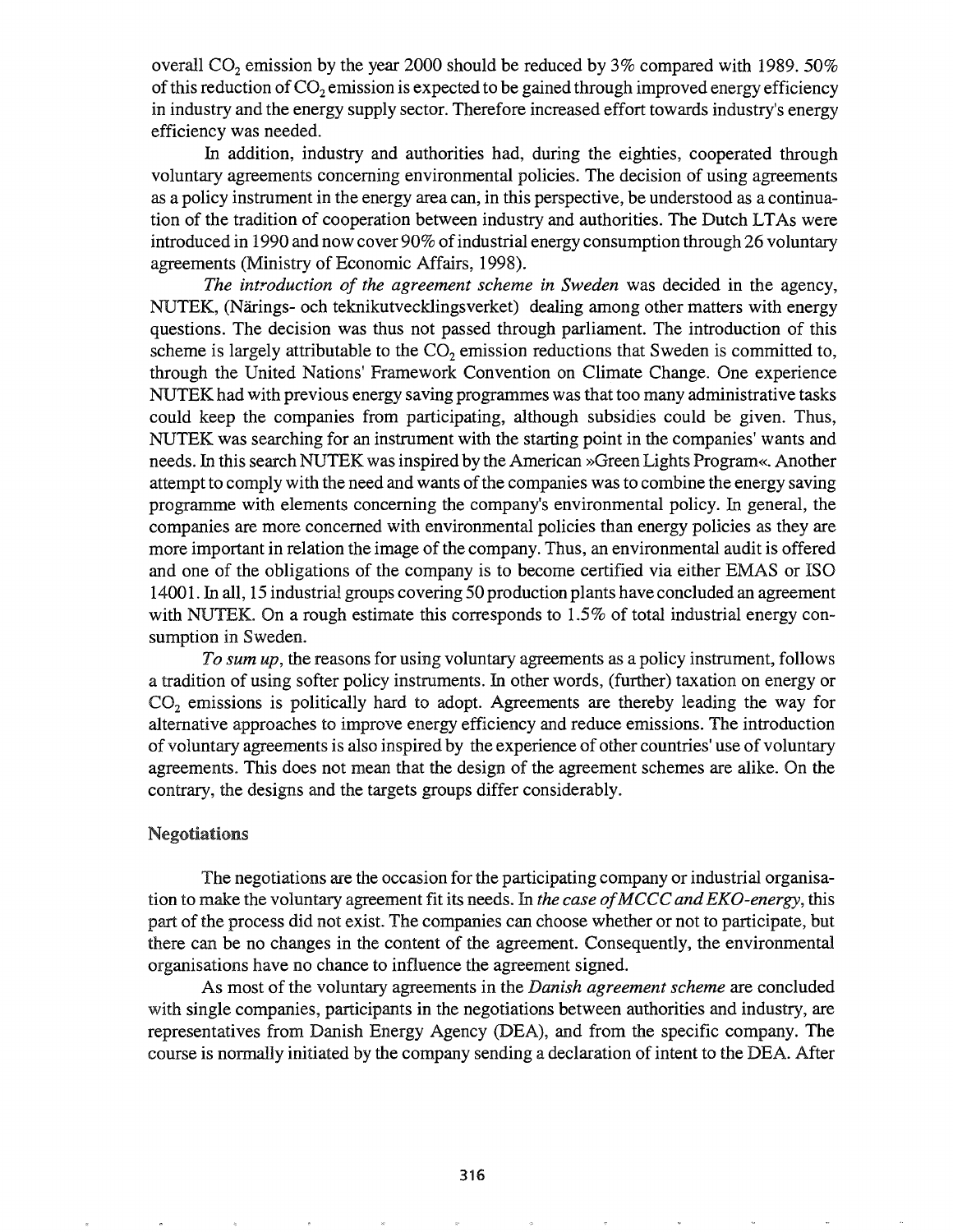overall $CO_2$ emission by the year 2000 should be reduced by 3% compared with 1989. 50% of this reduction of $CO_2$ emission is expected to be gained through improved energy efficiency in industry and the energy supply sector. Therefore increased effort towards industry's energy efficiency was needed.

In addition, industry and authorities had, during the eighties, cooperated through voluntary agreements concerning environmental policies. The decision of using agreements as a policy instrument in the energy area can, in this perspective, be understood as a continuation of the tradition of cooperation between industry and authorities. The Dutch LTAs were introduced in 1990 and now cover 90% of industrial energy consumption through 26 voluntary agreements (Ministry of Economic Affairs, 1998).

*The introduction of the agreement scheme in Sweden* was decided in the agency, NUTEK, (Närings- och teknikutvecklingsverket) dealing among other matters with energy questions. The decision was thus not passed through parliament. The introduction of this scheme is largely attributable to the $CO_2$ emission reductions that Sweden is committed to, through the United Nations' Framework Convention on Climate Change. One experience NUTEK had with previous energy saving programmes was that too many administrative tasks could keep the companies from participating, although subsidies could be given. Thus, NUTEK was searching for an instrument with the starting point in the companies' wants and needs. In this search NUTEK was inspired by the American »Green Lights Program«. Another attempt to comply with the need and wants of the companies was to combine the energy saving programme with elements concerning the company's environmental policy. In general, the companies are more concerned with environmental policies than energy policies as they are more important in relation the image of the company. Thus, an environmental audit is offered and one of the obligations of the company is to become certified via either EMAS or ISO 14001. In all, 15 industrial groups covering 50 production plants have concluded an agreement with NUTEK. On a rough estimate this corresponds to 1.5% of total industrial energy consumption in Sweden.

*To sum up*, the reasons for using voluntary agreements as a policy instrument, follows a tradition of using softer policy instruments. In other words, (further) taxation on energy or $CO_2$ emissions is politically hard to adopt. Agreements are thereby leading the way for alternative approaches to improve energy efficiency and reduce emissions. The introduction of voluntary agreements is also inspired by the experience of other countries' use of voluntary agreements. This does not mean that the design of the agreement schemes are alike. On the contrary, the designs and the targets groups differ considerably.

## Negotiations

The negotiations are the occasion for the participating company or industrial organisation to make the voluntary agreement fit its needs. In *the case of MCCC and EKO-energy*, this part of the process did not exist. The companies can choose whether or not to participate, but there can be no changes in the content of the agreement. Consequently, the environmental organisations have no chance to influence the agreement signed.

As most of the voluntary agreements in the *Danish agreement scheme* are concluded with single companies, participants in the negotiations between authorities and industry, are representatives from Danish Energy Agency (DEA), and from the specific company. The course is normally initiated by the company sending a declaration of intent to the DEA. After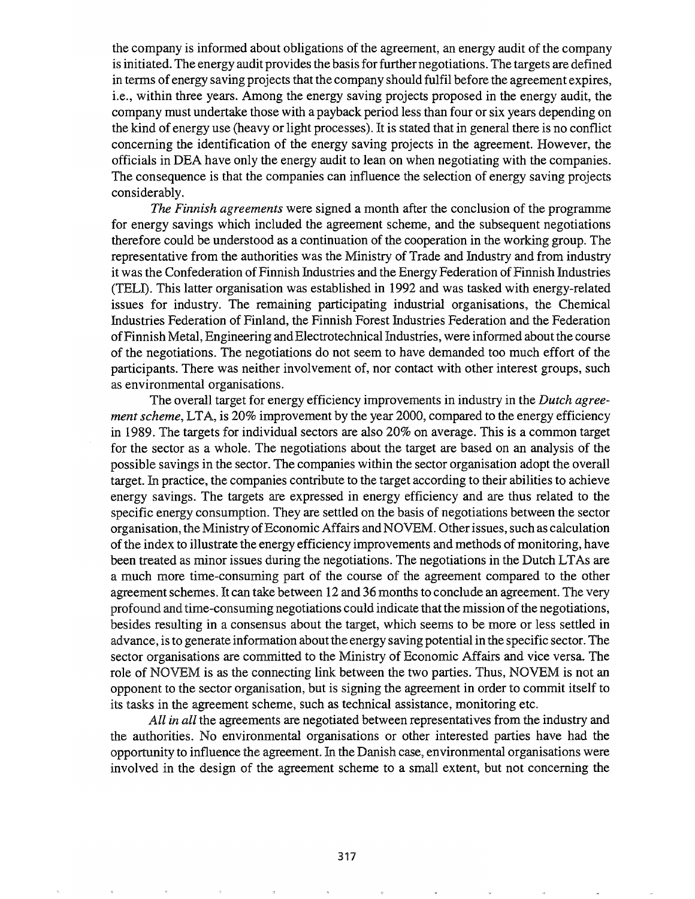the company is informed about obligations of the agreement, an energy audit of the company is initiated. The energy audit provides the basis for further negotiations. The targets are defined in terms of energy saving projects that the company should fulfil before the agreement expires, i.e., within three years. Among the energy saving projects proposed in the energy audit, the company must undertake those with a payback period less than four or six years depending on the kind of energy use (heavy or light processes). It is stated that in general there is no conflict concerning the identification of the energy saving projects in the agreement. However, the officials in DEA have only the energy audit to lean on when negotiating with the companies. The consequence is that the companies can influence the selection of energy saving projects considerably.

*The Finnish agreements* were signed a month after the conclusion of the programme for energy savings which included the agreement scheme, and the subsequent negotiations therefore could be understood as a continuation of the cooperation in the working group. The representative from the authorities was the Ministry of Trade and Industry and from industry it was the Confederation of Finnish Industries and the Energy Federation of Finnish Industries (TELI). This latter organisation was established in 1992 and was tasked with energy-related issues for industry. The remaining participating industrial organisations, the Chemical Industries Federation of Finland, the Finnish Forest Industries Federation and the Federation of Finnish Metal, Engineering and Electrotechnical Industries, were informed about the course of the negotiations. The negotiations do not seem to have demanded too much effort of the participants. There was neither involvement of, nor contact with other interest groups, such as environmental organisations.

The overall target for energy efficiency improvements in industry in the *Dutch agreement scheme*, LTA, is 20% improvement by the year 2000, compared to the energy efficiency in 1989. The targets for individual sectors are also 20% on average. This is a common target for the sector as a whole. The negotiations about the target are based on an analysis of the possible savings in the sector. The companies within the sector organisation adopt the overall target. In practice, the companies contribute to the target according to their abilities to achieve energy savings. The targets are expressed in energy efficiency and are thus related to the specific energy consumption. They are settled on the basis of negotiations between the sector organisation, the Ministry of Economic Affairs and NOVEM. Other issues, such as calculation of the index to illustrate the energy efficiency improvements and methods of monitoring, have been treated as minor issues during the negotiations. The negotiations in the Dutch LTAs are a much more time-consuming part of the course of the agreement compared to the other agreement schemes. It can take between 12 and 36 months to conclude an agreement. The very profound and time-consuming negotiations could indicate that the mission of the negotiations, besides resulting in a consensus about the target, which seems to be more or less settled in advance, is to generate information about the energy saving potential in the specific sector. The sector organisations are committed to the Ministry of Economic Affairs and vice versa. The role of NOVEM is as the connecting link between the two parties. Thus, NOVEM is not an opponent to the sector organisation, but is signing the agreement in order to commit itself to its tasks in the agreement scheme, such as technical assistance, monitoring etc.

*All in all* the agreements are negotiated between representatives from the industry and the authorities. No environmental organisations or other interested parties have had the opportunity to influence the agreement. In the Danish case, environmental organisations were involved in the design of the agreement scheme to a small extent, but not concerning the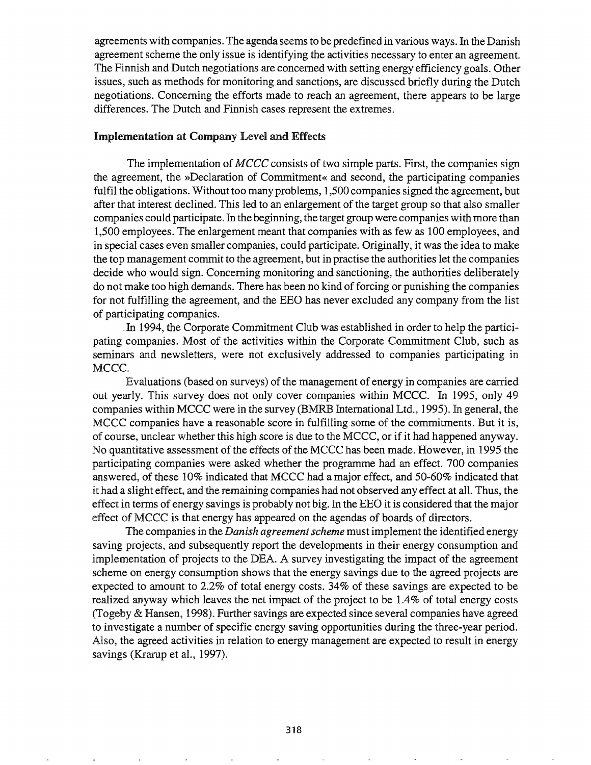agreements with companies. The agenda seems to be predefined in various ways. In the Danish agreement scheme the only issue is identifying the activities necessary to enter an agreement. The Finnish and Dutch negotiations are concerned with setting energy efficiency goals. Other issues, such as methods for monitoring and sanctions, are discussed briefly during the Dutch negotiations. Concerning the efforts made to reach an agreement, there appears to be large differences. The Dutch and Finnish cases represent the extremes.

### Implementation at Company Level and Effects

The implementation of *MCCC* consists of two simple parts. First, the companies sign the agreement, the »Declaration of Commitment« and second, the participating companies fulfil the obligations. Without too many problems, 1,500 companies signed the agreement, but after that interest declined. This led to an enlargement of the target group so that also smaller companies could participate. In the beginning, the target group were companies with more than 1,500 employees. The enlargement meant that companies with as few as 100 employees, and in special cases even smaller companies, could participate. Originally, it was the idea to make the top management commit to the agreement, but in practise the authorities let the companies decide who would sign. Concerning monitoring and sanctioning, the authorities deliberately do not make too high demands. There has been no kind of forcing or punishing the companies for not fulfilling the agreement, and the EEO has never excluded any company from the list of participating companies.

In 1994, the Corporate Commitment Club was established in order to help the participating companies. Most of the activities within the Corporate Commitment Club, such as seminars and newsletters, were not exclusively addressed to companies participating in MCCC.

Evaluations (based on surveys) of the management of energy in companies are carried out yearly. This survey does not only cover companies within MCCC. In 1995, only 49 companies within MCCC were in the survey (BMRB International Ltd., 1995). In general, the MCCC companies have a reasonable score in fulfilling some of the commitments. But it is, of course, unclear whether this high score is due to the MCCC, or if it had happened anyway. No quantitative assessment of the effects of the MCCC has been made. However, in 1995 the participating companies were asked whether the programme had an effect. 700 companies answered, of these 10% indicated that MCCC had a major effect, and 50-60% indicated that it had a slight effect, and the remaining companies had not observed any effect at all. Thus, the effect in terms of energy savings is probably not big. In the EEO it is considered that the major effect of MCCC is that energy has appeared on the agendas of boards of directors.

The companies in the *Danish agreement scheme* must implement the identified energy saving projects, and subsequently report the developments in their energy consumption and implementation of projects to the DEA. A survey investigating the impact of the agreement scheme on energy consumption shows that the energy savings due to the agreed projects are expected to amount to 2.2% of total energy costs. 34% of these savings are expected to be realized anyway which leaves the net impact of the project to be 1.4% of total energy costs (Togeby & Hansen, 1998). Further savings are expected since several companies have agreed to investigate a number of specific energy saving opportunities during the three-year period. Also, the agreed activities in relation to energy management are expected to result in energy savings (Krarup et al., 1997).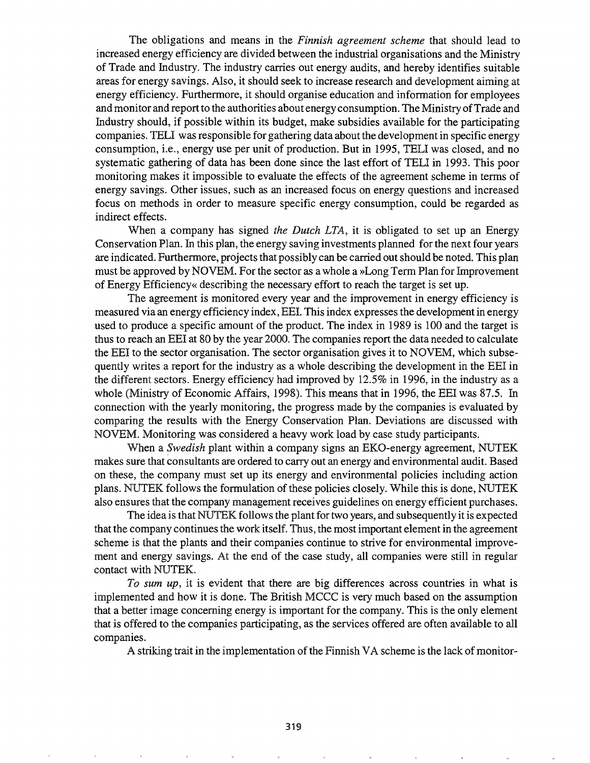The obligations and means in the *Finnish agreement scheme* that should lead to increased energy efficiency are divided between the industrial organisations and the Ministry of Trade and Industry. The industry carries out energy audits, and hereby identifies suitable areas for energy savings. Also, it should seek to increase research and development aiming at energy efficiency. Furthermore, it should organise education and information for employees and monitor and report to the authorities about energy consumption. The Ministry of Trade and Industry should, if possible within its budget, make subsidies available for the participating companies. TELI was responsible for gathering data about the development in specific energy consumption, i.e., energy use per unit of production. But in 1995, TELI was closed, and no systematic gathering of data has been done since the last effort of TELI in 1993. This poor monitoring makes it impossible to evaluate the effects of the agreement scheme in terms of energy savings. Other issues, such as an increased focus on energy questions and increased focus on methods in order to measure specific energy consumption, could be regarded as indirect effects.

When a company has signed *the Dutch LTA*, it is obligated to set up an Energy Conservation Plan. In this plan, the energy saving investments planned for the next four years are indicated. Furthermore, projects that possibly can be carried out should be noted. This plan must be approved by NOVEM. For the sector as a whole a »Long Term Plan for Improvement of Energy Efficiency« describing the necessary effort to reach the target is set up.

The agreement is monitored every year and the improvement in energy efficiency is measured via an energy efficiency index, EEI. This index expresses the development in energy used to produce a specific amount of the product. The index in 1989 is 100 and the target is thus to reach an EEI at 80 by the year 2000. The companies report the data needed to calculate the EEI to the sector organisation. The sector organisation gives it to NOVEM, which subsequently writes a report for the industry as a whole describing the development in the EEI in the different sectors. Energy efficiency had improved by 12.5% in 1996, in the industry as a whole (Ministry of Economic Affairs, 1998). This means that in 1996, the EEI was 87.5. In connection with the yearly monitoring, the progress made by the companies is evaluated by comparing the results with the Energy Conservation Plan. Deviations are discussed with NOVEM. Monitoring was considered a heavy work load by case study participants.

When a *Swedish* plant within a company signs an EKO-energy agreement, NUTEK makes sure that consultants are ordered to carry out an energy and environmental audit. Based on these, the company must set up its energy and environmental policies including action plans. NUTEK follows the formulation of these policies closely. While this is done, NUTEK also ensures that the company management receives guidelines on energy efficient purchases.

The idea is that NUTEK follows the plant for two years, and subsequently it is expected that the company continues the work itself. Thus, the most important element in the agreement scheme is that the plants and their companies continue to strive for environmental improvement and energy savings. At the end of the case study, all companies were still in regular contact with NUTEK.

*To sum up*, it is evident that there are big differences across countries in what is implemented and how it is done. The British MCCC is very much based on the assumption that a better image concerning energy is important for the company. This is the only element that is offered to the companies participating, as the services offered are often available to all companies.

A striking trait in the implementation of the Finnish VA scheme is the lack of monitor-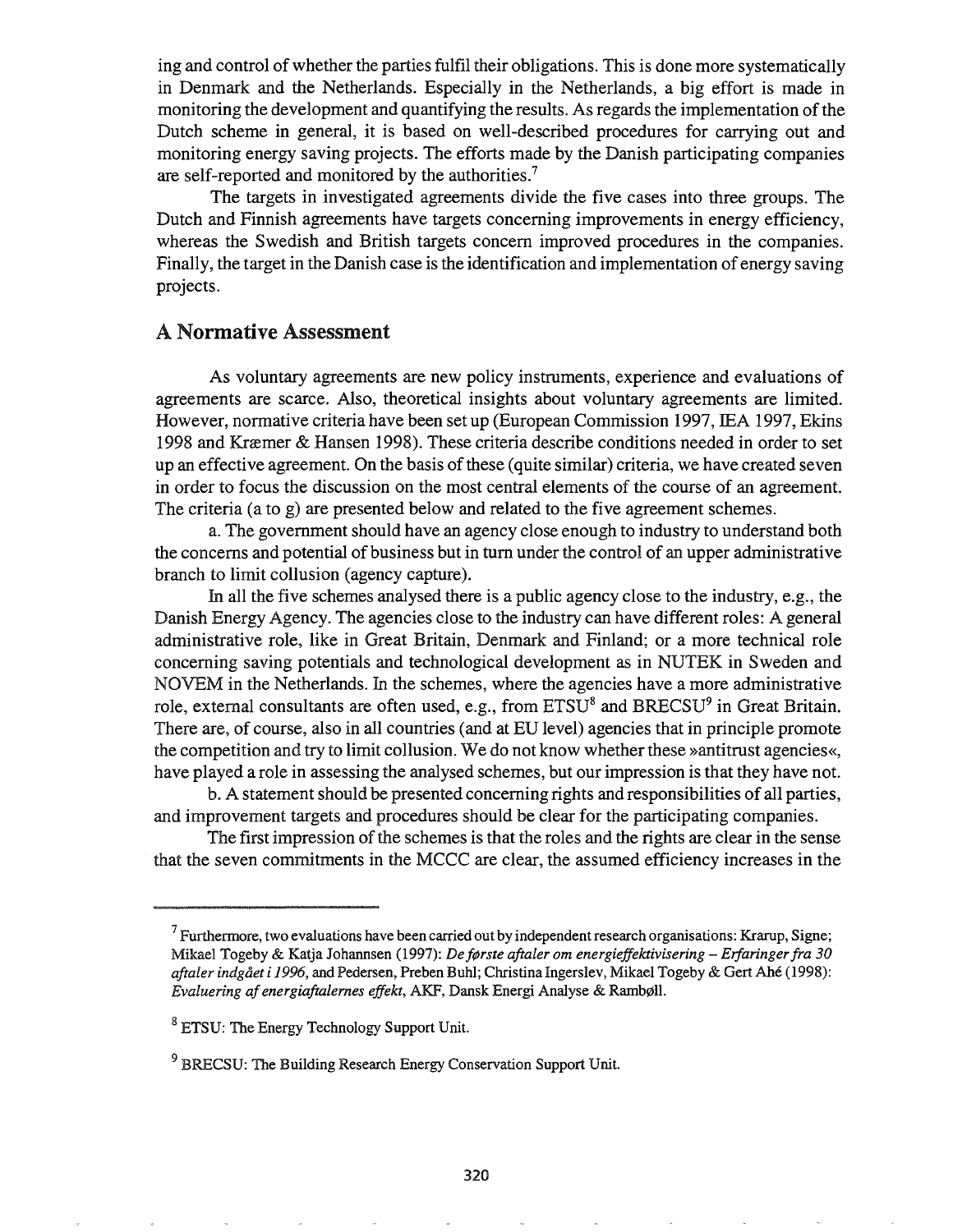ing and control of whether the parties fulfil their obligations. This is done more systematically in Denmark and the Netherlands. Especially in the Netherlands, a big effort is made in monitoring the development and quantifying the results. As regards the implementation of the Dutch scheme in general, it is based on well-described procedures for carrying out and monitoring energy saving projects. The efforts made by the Danish participating companies are self-reported and monitored by the authorities.[7]

The targets in investigated agreements divide the five cases into three groups. The Dutch and Finnish agreements have targets concerning improvements in energy efficiency, whereas the Swedish and British targets concern improved procedures in the companies. Finally, the target in the Danish case is the identification and implementation of energy saving projects.

## A Normative Assessment

As voluntary agreements are new policy instruments, experience and evaluations of agreements are scarce. Also, theoretical insights about voluntary agreements are limited. However, normative criteria have been set up (European Commission 1997, IEA 1997, Ekins 1998 and Kræmer & Hansen 1998). These criteria describe conditions needed in order to set up an effective agreement. On the basis of these (quite similar) criteria, we have created seven in order to focus the discussion on the most central elements of the course of an agreement. The criteria (a to g) are presented below and related to the five agreement schemes.

a. The government should have an agency close enough to industry to understand both the concerns and potential of business but in turn under the control of an upper administrative branch to limit collusion (agency capture).

In all the five schemes analysed there is a public agency close to the industry, e.g., the Danish Energy Agency. The agencies close to the industry can have different roles: A general administrative role, like in Great Britain, Denmark and Finland; or a more technical role concerning saving potentials and technological development as in NUTEK in Sweden and NOVEM in the Netherlands. In the schemes, where the agencies have a more administrative role, external consultants are often used, e.g., from ETSU[8] and BRECSU[9] in Great Britain. There are, of course, also in all countries (and at EU level) agencies that in principle promote the competition and try to limit collusion. We do not know whether these »antitrust agencies«, have played a role in assessing the analysed schemes, but our impression is that they have not.

b. A statement should be presented concerning rights and responsibilities of all parties, and improvement targets and procedures should be clear for the participating companies.

The first impression of the schemes is that the roles and the rights are clear in the sense that the seven commitments in the MCCC are clear, the assumed efficiency increases in the

---

[7] Furthermore, two evaluations have been carried out by independent research organisations: Krarup, Signe; Mikael Togeby & Katja Johannsen (1997): *De første aftaler om energieffektivisering – Erfaringer fra 30 aftaler indgået i 1996*, and Pedersen, Preben Buhl; Christina Ingerslev, Mikael Togeby & Gert Ahé (1998): *Evaluering af energiaftalernes effekt*, AKF, Dansk Energi Analyse & Rambøll.

[8] ETSU: The Energy Technology Support Unit.

[9] BRECSU: The Building Research Energy Conservation Support Unit.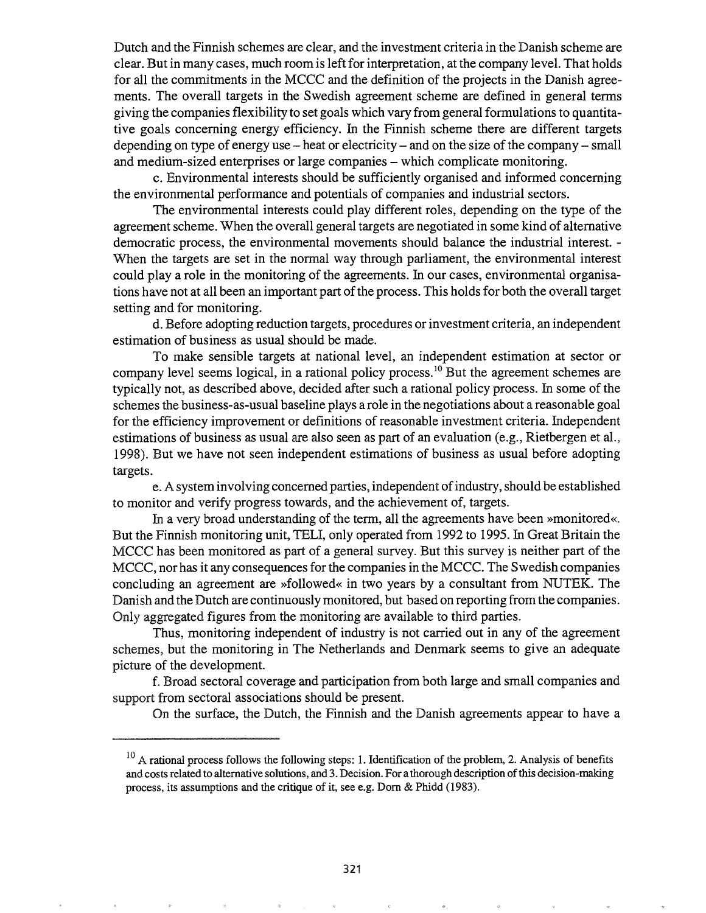Dutch and the Finnish schemes are clear, and the investment criteria in the Danish scheme are clear. But in many cases, much room is left for interpretation, at the company level. That holds for all the commitments in the MCCC and the definition of the projects in the Danish agreements. The overall targets in the Swedish agreement scheme are defined in general terms giving the companies flexibility to set goals which vary from general formulations to quantitative goals concerning energy efficiency. In the Finnish scheme there are different targets depending on type of energy use – heat or electricity – and on the size of the company – small and medium-sized enterprises or large companies – which complicate monitoring.

c. Environmental interests should be sufficiently organised and informed concerning the environmental performance and potentials of companies and industrial sectors.

The environmental interests could play different roles, depending on the type of the agreement scheme. When the overall general targets are negotiated in some kind of alternative democratic process, the environmental movements should balance the industrial interest. - When the targets are set in the normal way through parliament, the environmental interest could play a role in the monitoring of the agreements. In our cases, environmental organisations have not at all been an important part of the process. This holds for both the overall target setting and for monitoring.

d. Before adopting reduction targets, procedures or investment criteria, an independent estimation of business as usual should be made.

To make sensible targets at national level, an independent estimation at sector or company level seems logical, in a rational policy process.[10] But the agreement schemes are typically not, as described above, decided after such a rational policy process. In some of the schemes the business-as-usual baseline plays a role in the negotiations about a reasonable goal for the efficiency improvement or definitions of reasonable investment criteria. Independent estimations of business as usual are also seen as part of an evaluation (e.g., Rietbergen et al., 1998). But we have not seen independent estimations of business as usual before adopting targets.

e. A system involving concerned parties, independent of industry, should be established to monitor and verify progress towards, and the achievement of, targets.

In a very broad understanding of the term, all the agreements have been »monitored«. But the Finnish monitoring unit, TELI, only operated from 1992 to 1995. In Great Britain the MCCC has been monitored as part of a general survey. But this survey is neither part of the MCCC, nor has it any consequences for the companies in the MCCC. The Swedish companies concluding an agreement are »followed« in two years by a consultant from NUTEK. The Danish and the Dutch are continuously monitored, but based on reporting from the companies. Only aggregated figures from the monitoring are available to third parties.

Thus, monitoring independent of industry is not carried out in any of the agreement schemes, but the monitoring in The Netherlands and Denmark seems to give an adequate picture of the development.

f. Broad sectoral coverage and participation from both large and small companies and support from sectoral associations should be present.

On the surface, the Dutch, the Finnish and the Danish agreements appear to have a

---

[10] A rational process follows the following steps: 1. Identification of the problem, 2. Analysis of benefits and costs related to alternative solutions, and 3. Decision. For a thorough description of this decision-making process, its assumptions and the critique of it, see e.g. Dorn & Phidd (1983).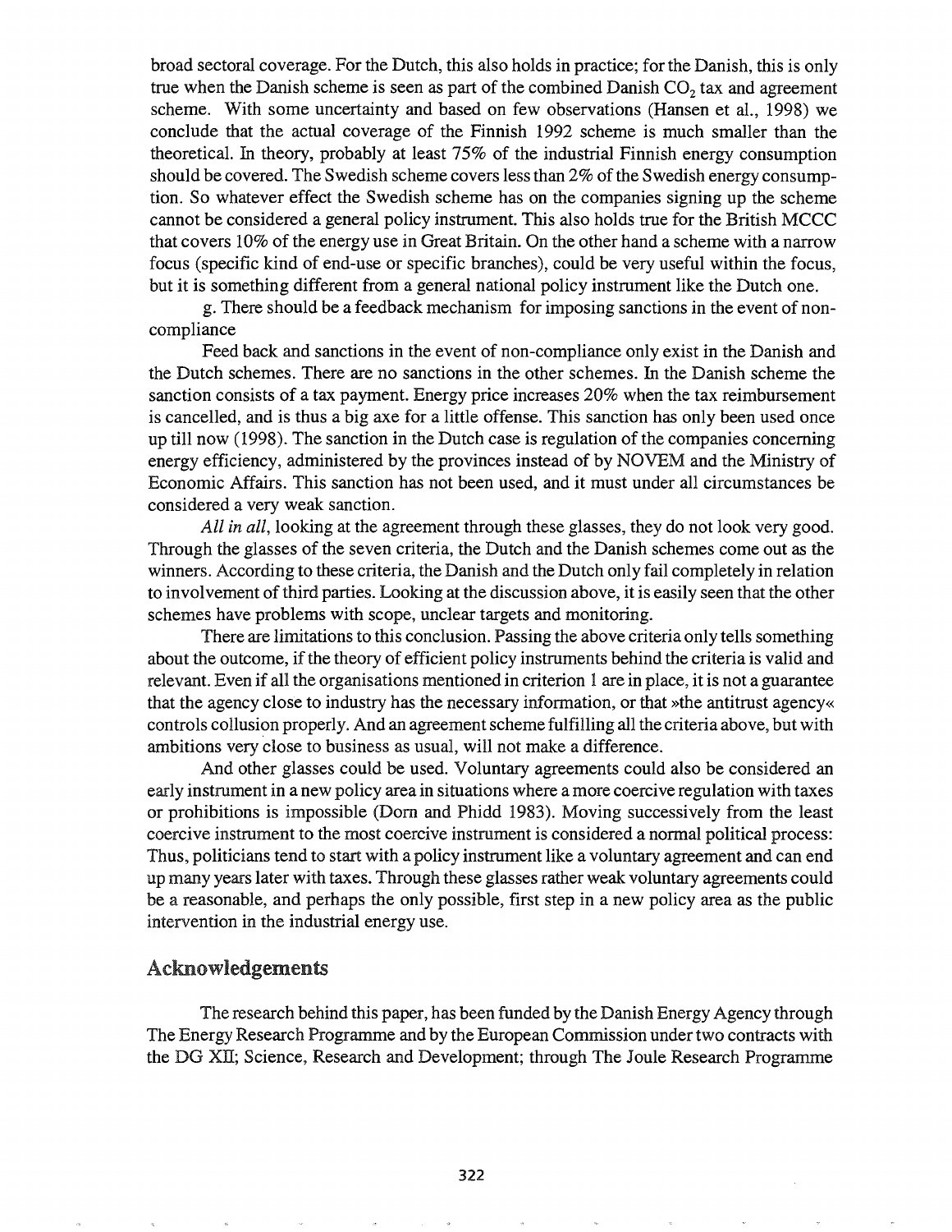broad sectoral coverage. For the Dutch, this also holds in practice; for the Danish, this is only true when the Danish scheme is seen as part of the combined Danish $CO_2$ tax and agreement scheme. With some uncertainty and based on few observations (Hansen et al., 1998) we conclude that the actual coverage of the Finnish 1992 scheme is much smaller than the theoretical. In theory, probably at least 75% of the industrial Finnish energy consumption should be covered. The Swedish scheme covers less than 2% of the Swedish energy consumption. So whatever effect the Swedish scheme has on the companies signing up the scheme cannot be considered a general policy instrument. This also holds true for the British MCCC that covers 10% of the energy use in Great Britain. On the other hand a scheme with a narrow focus (specific kind of end-use or specific branches), could be very useful within the focus, but it is something different from a general national policy instrument like the Dutch one.

g. There should be a feedback mechanism for imposing sanctions in the event of non-compliance

Feed back and sanctions in the event of non-compliance only exist in the Danish and the Dutch schemes. There are no sanctions in the other schemes. In the Danish scheme the sanction consists of a tax payment. Energy price increases 20% when the tax reimbursement is cancelled, and is thus a big axe for a little offense. This sanction has only been used once up till now (1998). The sanction in the Dutch case is regulation of the companies concerning energy efficiency, administered by the provinces instead of by NOVEM and the Ministry of Economic Affairs. This sanction has not been used, and it must under all circumstances be considered a very weak sanction.

*All in all*, looking at the agreement through these glasses, they do not look very good. Through the glasses of the seven criteria, the Dutch and the Danish schemes come out as the winners. According to these criteria, the Danish and the Dutch only fail completely in relation to involvement of third parties. Looking at the discussion above, it is easily seen that the other schemes have problems with scope, unclear targets and monitoring.

There are limitations to this conclusion. Passing the above criteria only tells something about the outcome, if the theory of efficient policy instruments behind the criteria is valid and relevant. Even if all the organisations mentioned in criterion 1 are in place, it is not a guarantee that the agency close to industry has the necessary information, or that »the antitrust agency« controls collusion properly. And an agreement scheme fulfilling all the criteria above, but with ambitions very close to business as usual, will not make a difference.

And other glasses could be used. Voluntary agreements could also be considered an early instrument in a new policy area in situations where a more coercive regulation with taxes or prohibitions is impossible (Dorn and Phidd 1983). Moving successively from the least coercive instrument to the most coercive instrument is considered a normal political process: Thus, politicians tend to start with a policy instrument like a voluntary agreement and can end up many years later with taxes. Through these glasses rather weak voluntary agreements could be a reasonable, and perhaps the only possible, first step in a new policy area as the public intervention in the industrial energy use.

## Acknowledgements

The research behind this paper, has been funded by the Danish Energy Agency through The Energy Research Programme and by the European Commission under two contracts with the DG XII; Science, Research and Development; through The Joule Research Programme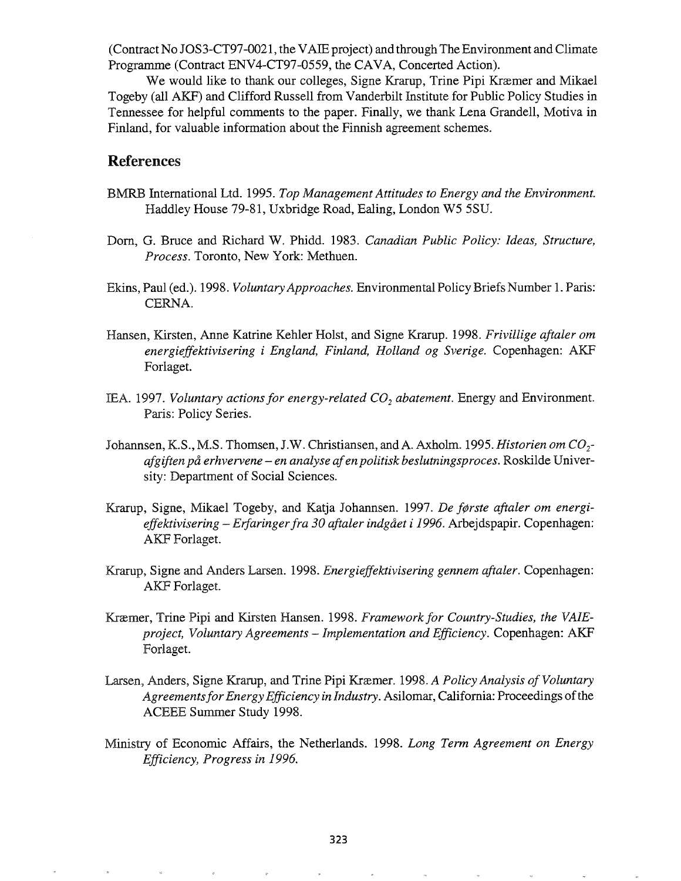(Contract No JOS3-CT97-0021, the VAIE project) and through The Environment and Climate Programme (Contract ENV4-CT97-0559, the CAVA, Concerted Action).

We would like to thank our colleges, Signe Krarup, Trine Pipi Kræmer and Mikael Togeby (all AKF) and Clifford Russell from Vanderbilt Institute for Public Policy Studies in Tennessee for helpful comments to the paper. Finally, we thank Lena Grandell, Motiva in Finland, for valuable information about the Finnish agreement schemes.

## References

BMRB International Ltd. 1995. *Top Management Attitudes to Energy and the Environment.* Haddley House 79-81, Uxbridge Road, Ealing, London W5 5SU.

Dorn, G. Bruce and Richard W. Phidd. 1983. *Canadian Public Policy: Ideas, Structure, Process.* Toronto, New York: Methuen.

Ekins, Paul (ed.). 1998. *Voluntary Approaches.* Environmental Policy Briefs Number 1. Paris: CERNA.

Hansen, Kirsten, Anne Katrine Kehler Holst, and Signe Krarup. 1998. *Frivillige aftaler om energieffektivisering i England, Finland, Holland og Sverige.* Copenhagen: AKF Forlaget.

IEA. 1997. *Voluntary actions for energy-related $CO_2$ abatement.* Energy and Environment. Paris: Policy Series.

Johannsen, K.S., M.S. Thomsen, J.W. Christiansen, and A. Axholm. 1995. *Historien om $CO_2$-afgiften på erhvervene – en analyse af en politisk beslutningsproces.* Roskilde University: Department of Social Sciences.

Krarup, Signe, Mikael Togeby, and Katja Johannsen. 1997. *De første aftaler om energieffektivisering – Erfaringer fra 30 aftaler indgået i 1996.* Arbejdspapir. Copenhagen: AKF Forlaget.

Krarup, Signe and Anders Larsen. 1998. *Energieffektivisering gennem aftaler.* Copenhagen: AKF Forlaget.

Kræmer, Trine Pipi and Kirsten Hansen. 1998. *Framework for Country-Studies, the VAIE-project, Voluntary Agreements – Implementation and Efficiency.* Copenhagen: AKF Forlaget.

Larsen, Anders, Signe Krarup, and Trine Pipi Kræmer. 1998. *A Policy Analysis of Voluntary Agreements for Energy Efficiency in Industry.* Asilomar, California: Proceedings of the ACEEE Summer Study 1998.

Ministry of Economic Affairs, the Netherlands. 1998. *Long Term Agreement on Energy Efficiency, Progress in 1996.*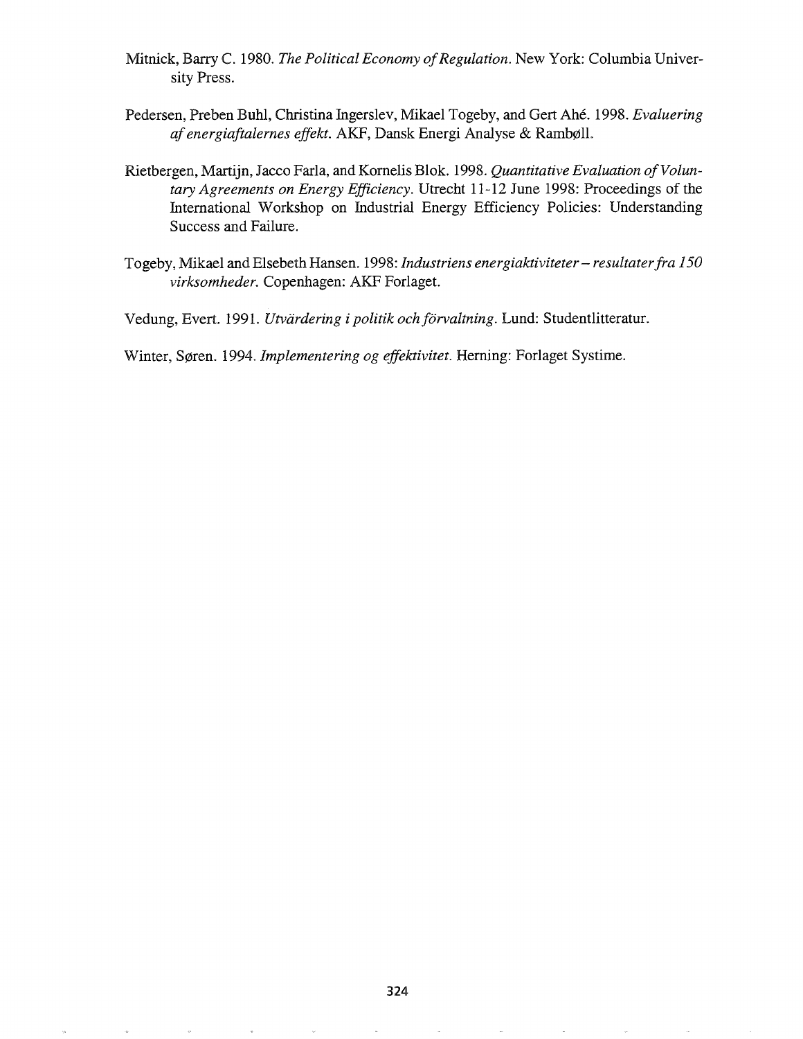Mitnick, Barry C. 1980. *The Political Economy of Regulation*. New York: Columbia University Press.

Pedersen, Preben Buhl, Christina Ingerslev, Mikael Togeby, and Gert Ahé. 1998. *Evaluering af energiaftalernes effekt*. AKF, Dansk Energi Analyse & Rambøll.

Rietbergen, Martijn, Jacco Farla, and Kornelis Blok. 1998. *Quantitative Evaluation of Voluntary Agreements on Energy Efficiency*. Utrecht 11-12 June 1998: Proceedings of the International Workshop on Industrial Energy Efficiency Policies: Understanding Success and Failure.

Togeby, Mikael and Elsebeth Hansen. 1998: *Industriens energiaktiviteter – resultater fra 150 virksomheder*. Copenhagen: AKF Forlaget.

Vedung, Evert. 1991. *Utvärdering i politik och förvaltning*. Lund: Studentlitteratur.

Winter, Søren. 1994. *Implementering og effektivitet*. Herning: Forlaget Systime.